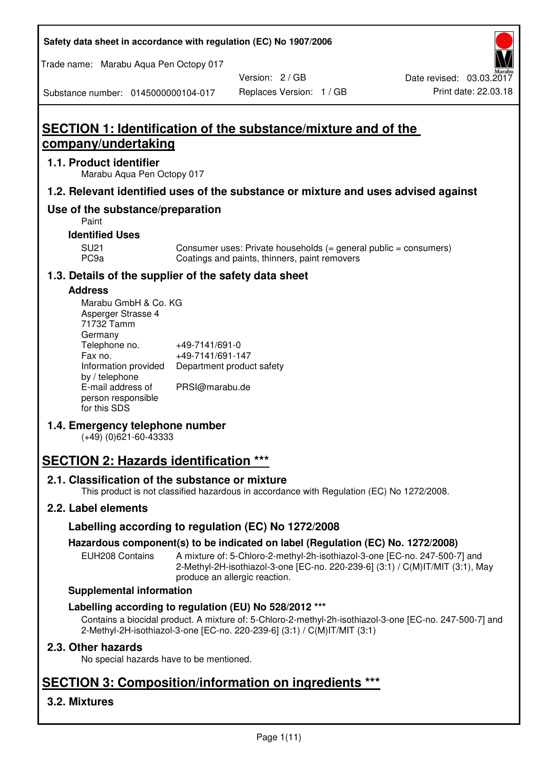# SECTION 1: Identification of the substance/mixture and of the company/undertaking

## 1.1. Product identifier

Marabu Aqua Pen Octopy 017

## 1.2. Relevant identified uses of the substance or mixture and uses advised against

## Use of the substance/preparation

Paint

### Identified Uses

| | |
|---|---|
| SU21 | Consumer uses: Private households (= general public = consumers) |
| PC9a | Coatings and paints, thinners, paint removers |

## 1.3. Details of the supplier of the safety data sheet

### Address

Marabu GmbH & Co. KG
Asperger Strasse 4
71732 Tamm
Germany

| | |
|---|---|
| Telephone no. | +49-7141/691-0 |
| Fax no. | +49-7141/691-147 |
| Information provided by / telephone | Department product safety |
| E-mail address of person responsible for this SDS | PRSI@marabu.de |

## 1.4. Emergency telephone number

(+49) (0)621-60-43333

# SECTION 2: Hazards identification ***

## 2.1. Classification of the substance or mixture

This product is not classified hazardous in accordance with Regulation (EC) No 1272/2008.

## 2.2. Label elements

### Labelling according to regulation (EC) No 1272/2008

### Hazardous component(s) to be indicated on label (Regulation (EC) No. 1272/2008)

| | |
|---|---|
| EUH208 Contains | A mixture of: 5-Chloro-2-methyl-2h-isothiazol-3-one [EC-no. 247-500-7] and 2-Methyl-2H-isothiazol-3-one [EC-no. 220-239-6] (3:1) / C(M)IT/MIT (3:1), May produce an allergic reaction. |

### Supplemental information

### Labelling according to regulation (EU) No 528/2012 ***

Contains a biocidal product. A mixture of: 5-Chloro-2-methyl-2h-isothiazol-3-one [EC-no. 247-500-7] and 2-Methyl-2H-isothiazol-3-one [EC-no. 220-239-6] (3:1) / C(M)IT/MIT (3:1)

## 2.3. Other hazards

No special hazards have to be mentioned.

# SECTION 3: Composition/information on ingredients ***

## 3.2. Mixtures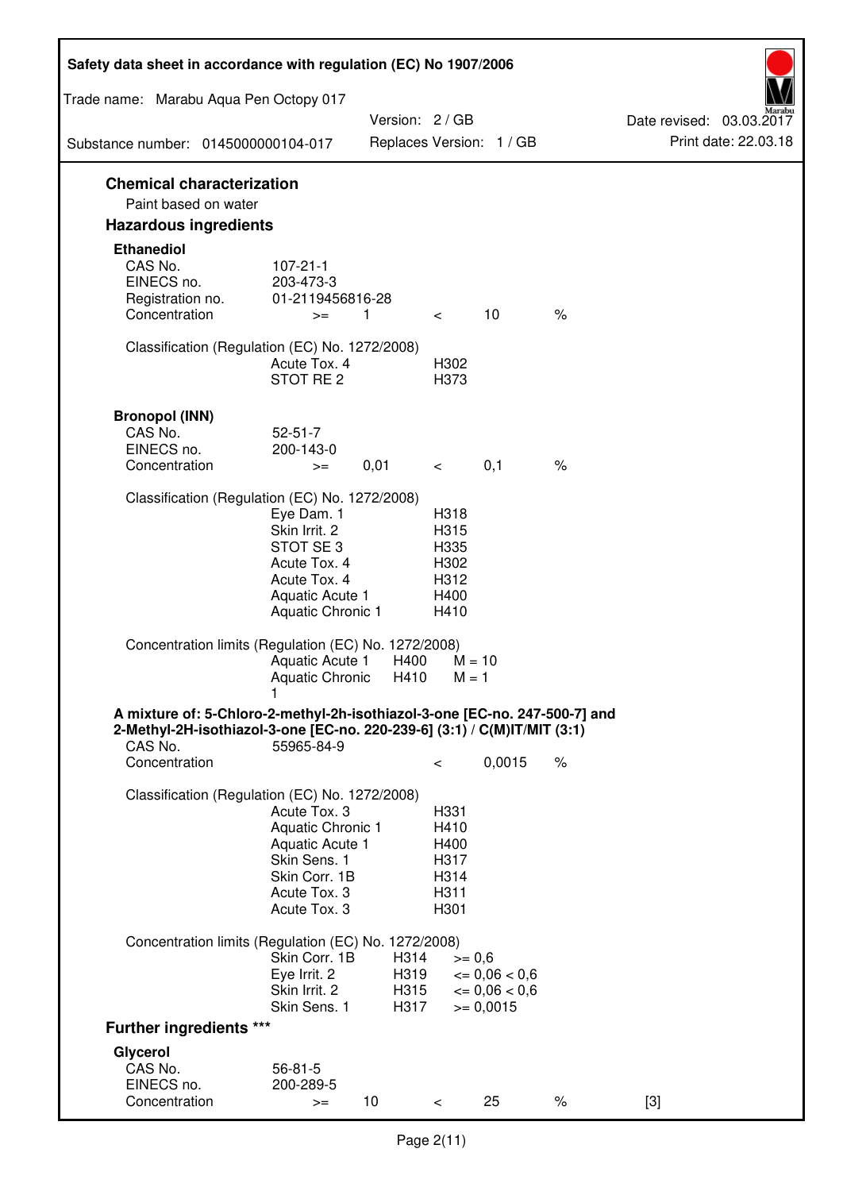## Chemical characterization

Paint based on water

## Hazardous ingredients

### Ethanediol

| | | | | | |
|---|---|---|---|---|---|
| CAS No. | 107-21-1 | | | | |
| EINECS no. | 203-473-3 | | | | |
| Registration no. | 01-2119456816-28 | | | | |
| Concentration | >= | 1 | < | 10 | % |

Classification (Regulation (EC) No. 1272/2008)

| | |
|---|---|
| Acute Tox. 4 | H302 |
| STOT RE 2 | H373 |

### Bronopol (INN)

| | | | | | |
|---|---|---|---|---|---|
| CAS No. | 52-51-7 | | | | |
| EINECS no. | 200-143-0 | | | | |
| Concentration | >= | 0,01 | < | 0,1 | % |

Classification (Regulation (EC) No. 1272/2008)

| | |
|---|---|
| Eye Dam. 1 | H318 |
| Skin Irrit. 2 | H315 |
| STOT SE 3 | H335 |
| Acute Tox. 4 | H302 |
| Acute Tox. 4 | H312 |
| Aquatic Acute 1 | H400 |
| Aquatic Chronic 1 | H410 |

Concentration limits (Regulation (EC) No. 1272/2008)

| | | |
|---|---|---|
| Aquatic Acute 1 | H400 | M = 10 |
| Aquatic Chronic 1 | H410 | M = 1 |

### A mixture of: 5-Chloro-2-methyl-2h-isothiazol-3-one [EC-no. 247-500-7] and 2-Methyl-2H-isothiazol-3-one [EC-no. 220-239-6] (3:1) / C(M)IT/MIT (3:1)

| | | | |
|---|---|---|---|
| CAS No. | 55965-84-9 | | |
| Concentration | < | 0,0015 | % |

Classification (Regulation (EC) No. 1272/2008)

| | |
|---|---|
| Acute Tox. 3 | H331 |
| Aquatic Chronic 1 | H410 |
| Aquatic Acute 1 | H400 |
| Skin Sens. 1 | H317 |
| Skin Corr. 1B | H314 |
| Acute Tox. 3 | H311 |
| Acute Tox. 3 | H301 |

Concentration limits (Regulation (EC) No. 1272/2008)

| | | |
|---|---|---|
| Skin Corr. 1B | H314 | >= 0,6 |
| Eye Irrit. 2 | H319 | <= 0,06 < 0,6 |
| Skin Irrit. 2 | H315 | <= 0,06 < 0,6 |
| Skin Sens. 1 | H317 | >= 0,0015 |

## Further ingredients ***

### Glycerol

| | | | | | | |
|---|---|---|---|---|---|---|
| CAS No. | 56-81-5 | | | | | |
| EINECS no. | 200-289-5 | | | | | |
| Concentration | >= | 10 | < | 25 | % | [3] |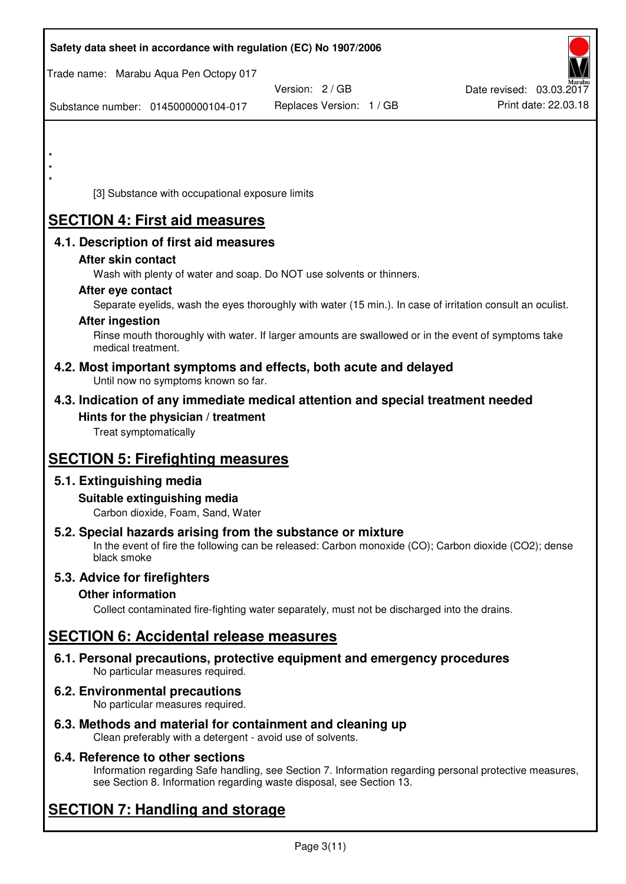*
*
*

[3] Substance with occupational exposure limits

# SECTION 4: First aid measures

## 4.1. Description of first aid measures

### After skin contact

Wash with plenty of water and soap. Do NOT use solvents or thinners.

### After eye contact

Separate eyelids, wash the eyes thoroughly with water (15 min.). In case of irritation consult an oculist.

### After ingestion

Rinse mouth thoroughly with water. If larger amounts are swallowed or in the event of symptoms take medical treatment.

## 4.2. Most important symptoms and effects, both acute and delayed

Until now no symptoms known so far.

## 4.3. Indication of any immediate medical attention and special treatment needed

### Hints for the physician / treatment

Treat symptomatically

# SECTION 5: Firefighting measures

## 5.1. Extinguishing media

### Suitable extinguishing media

Carbon dioxide, Foam, Sand, Water

## 5.2. Special hazards arising from the substance or mixture

In the event of fire the following can be released: Carbon monoxide (CO); Carbon dioxide ($CO_2$); dense black smoke

## 5.3. Advice for firefighters

### Other information

Collect contaminated fire-fighting water separately, must not be discharged into the drains.

# SECTION 6: Accidental release measures

## 6.1. Personal precautions, protective equipment and emergency procedures

No particular measures required.

## 6.2. Environmental precautions

No particular measures required.

## 6.3. Methods and material for containment and cleaning up

Clean preferably with a detergent - avoid use of solvents.

## 6.4. Reference to other sections

Information regarding Safe handling, see Section 7. Information regarding personal protective measures, see Section 8. Information regarding waste disposal, see Section 13.

# SECTION 7: Handling and storage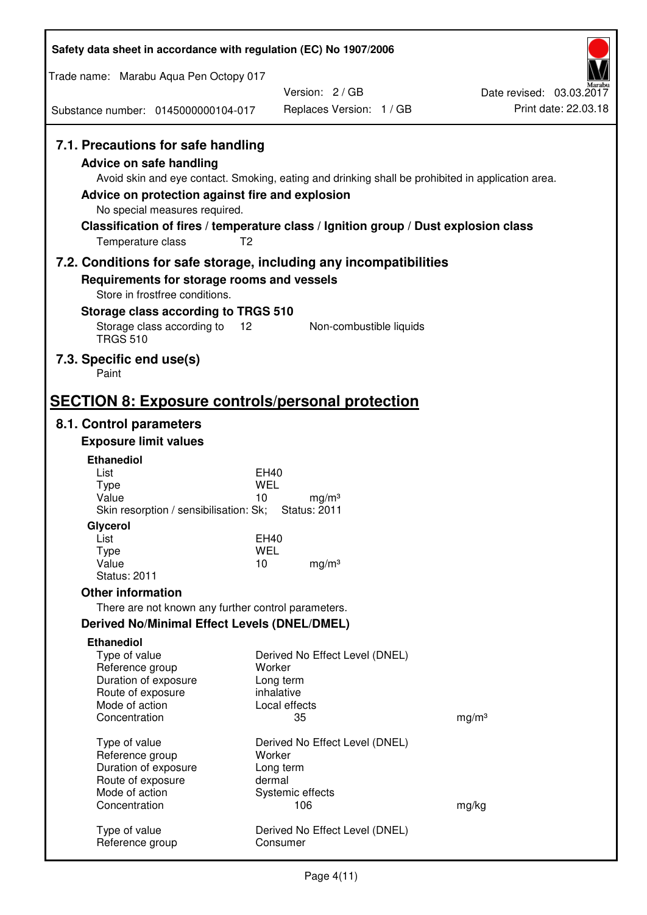### 7.1. Precautions for safe handling

**Advice on safe handling**

Avoid skin and eye contact. Smoking, eating and drinking shall be prohibited in application area.

**Advice on protection against fire and explosion**

No special measures required.

**Classification of fires / temperature class / Ignition group / Dust explosion class**

| | |
|---|---|
| Temperature class | T2 |

### 7.2. Conditions for safe storage, including any incompatibilities

**Requirements for storage rooms and vessels**

Store in frostfree conditions.

**Storage class according to TRGS 510**

| | | |
|---|---|---|
| Storage class according to TRGS 510 | 12 | Non-combustible liquids |

### 7.3. Specific end use(s)

Paint

## SECTION 8: Exposure controls/personal protection

### 8.1. Control parameters

**Exposure limit values**

**Ethanediol**

| | | |
|---|---|---|
| List | EH40 | |
| Type | WEL | |
| Value | 10 | mg/m³ |
| Skin resorption / sensibilisation: Sk; | Status: 2011 | |

**Glycerol**

| | | |
|---|---|---|
| List | EH40 | |
| Type | WEL | |
| Value | 10 | mg/m³ |
| Status: 2011 | | |

**Other information**

There are not known any further control parameters.

**Derived No/Minimal Effect Levels (DNEL/DMEL)**

**Ethanediol**

| | | |
|---|---|---|
| Type of value | Derived No Effect Level (DNEL) | |
| Reference group | Worker | |
| Duration of exposure | Long term | |
| Route of exposure | inhalative | |
| Mode of action | Local effects | |
| Concentration | 35 | mg/m³ |

| | | |
|---|---|---|
| Type of value | Derived No Effect Level (DNEL) | |
| Reference group | Worker | |
| Duration of exposure | Long term | |
| Route of exposure | dermal | |
| Mode of action | Systemic effects | |
| Concentration | 106 | mg/kg |

| | |
|---|---|
| Type of value | Derived No Effect Level (DNEL) |
| Reference group | Consumer |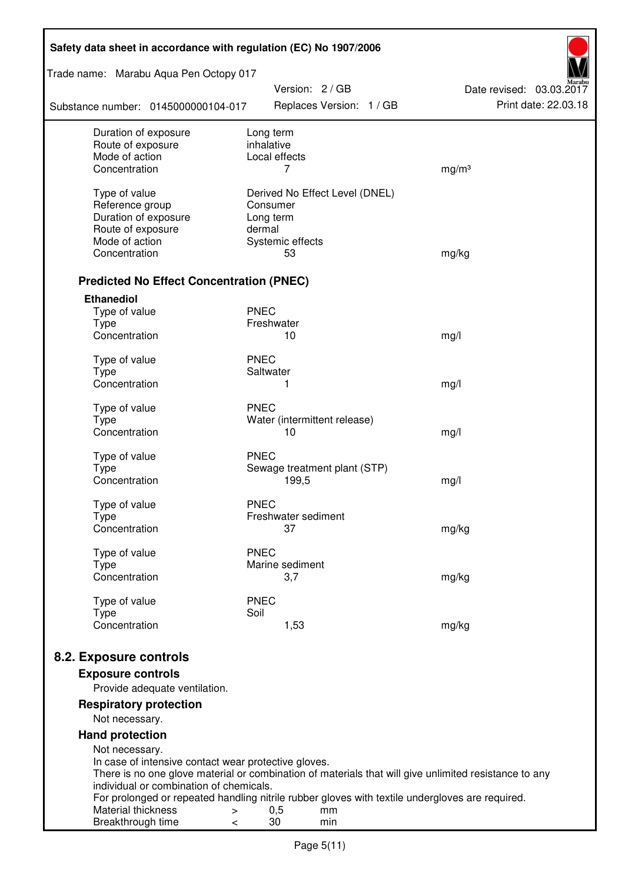| | | |
|---|---|---|
| Duration of exposure | Long term | |
| Route of exposure | inhalative | |
| Mode of action | Local effects | |
| Concentration | 7 | mg/m³ |
| | | |
| Type of value | Derived No Effect Level (DNEL) | |
| Reference group | Consumer | |
| Duration of exposure | Long term | |
| Route of exposure | dermal | |
| Mode of action | Systemic effects | |
| Concentration | 53 | mg/kg |

### Predicted No Effect Concentration (PNEC)

**Ethanediol**

| | | |
|---|---|---|
| Type of value | PNEC | |
| Type | Freshwater | |
| Concentration | 10 | mg/l |
| | | |
| Type of value | PNEC | |
| Type | Saltwater | |
| Concentration | 1 | mg/l |
| | | |
| Type of value | PNEC | |
| Type | Water (intermittent release) | |
| Concentration | 10 | mg/l |
| | | |
| Type of value | PNEC | |
| Type | Sewage treatment plant (STP) | |
| Concentration | 199,5 | mg/l |
| | | |
| Type of value | PNEC | |
| Type | Freshwater sediment | |
| Concentration | 37 | mg/kg |
| | | |
| Type of value | PNEC | |
| Type | Marine sediment | |
| Concentration | 3,7 | mg/kg |
| | | |
| Type of value | PNEC | |
| Type | Soil | |
| Concentration | 1,53 | mg/kg |

## 8.2. Exposure controls

### Exposure controls

Provide adequate ventilation.

### Respiratory protection

Not necessary.

### Hand protection

Not necessary.
In case of intensive contact wear protective gloves.
There is no one glove material or combination of materials that will give unlimited resistance to any individual or combination of chemicals.
For prolonged or repeated handling nitrile rubber gloves with textile undergloves are required.

| | | | |
|---|---|---|---|
| Material thickness | > | 0,5 | mm |
| Breakthrough time | < | 30 | min |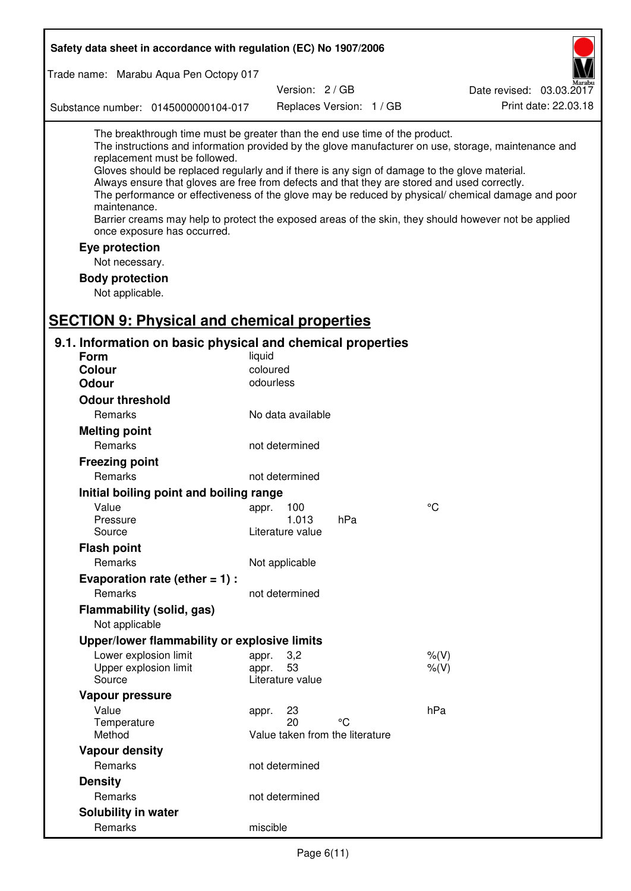The breakthrough time must be greater than the end use time of the product.
The instructions and information provided by the glove manufacturer on use, storage, maintenance and replacement must be followed.
Gloves should be replaced regularly and if there is any sign of damage to the glove material.
Always ensure that gloves are free from defects and that they are stored and used correctly.
The performance or effectiveness of the glove may be reduced by physical/ chemical damage and poor maintenance.
Barrier creams may help to protect the exposed areas of the skin, they should however not be applied once exposure has occurred.

**Eye protection**

Not necessary.

**Body protection**

Not applicable.

# SECTION 9: Physical and chemical properties

## 9.1. Information on basic physical and chemical properties

| | | |
|---|---|---|
| **Form** | liquid | |
| **Colour** | coloured | |
| **Odour** | odourless | |
| **Odour threshold** | | |
| Remarks | No data available | |
| **Melting point** | | |
| Remarks | not determined | |
| **Freezing point** | | |
| Remarks | not determined | |
| **Initial boiling point and boiling range** | | |
| Value | appr. 100 | °C |
| Pressure | 1.013 hPa | |
| Source | Literature value | |
| **Flash point** | | |
| Remarks | Not applicable | |
| **Evaporation rate (ether = 1) :** | | |
| Remarks | not determined | |
| **Flammability (solid, gas)** | | |
| Not applicable | | |
| **Upper/lower flammability or explosive limits** | | |
| Lower explosion limit | appr. 3,2 | %(V) |
| Upper explosion limit | appr. 53 | %(V) |
| Source | Literature value | |
| **Vapour pressure** | | |
| Value | appr. 23 | hPa |
| Temperature | 20 °C | |
| Method | Value taken from the literature | |
| **Vapour density** | | |
| Remarks | not determined | |
| **Density** | | |
| Remarks | not determined | |
| **Solubility in water** | | |
| Remarks | miscible | |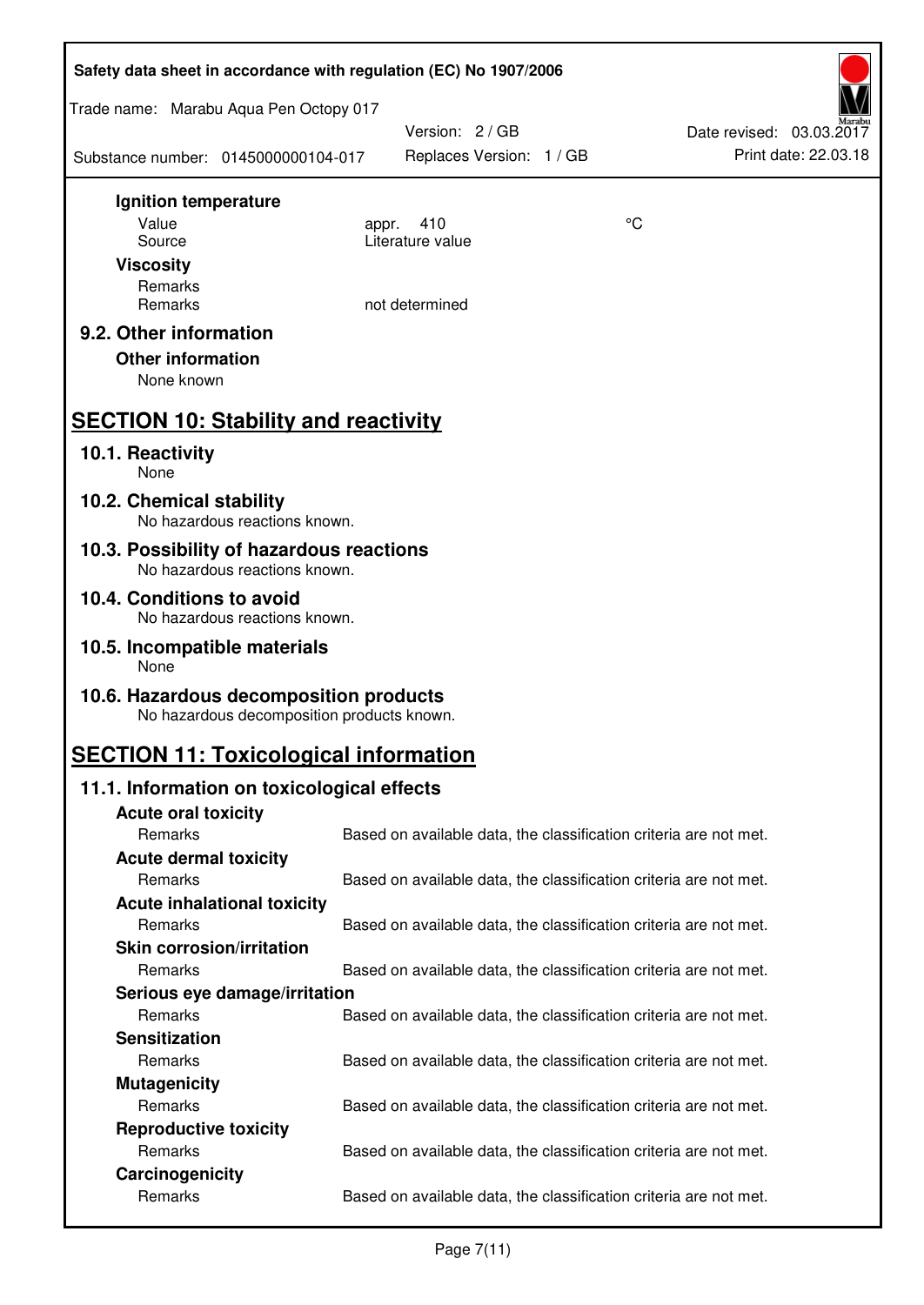**Ignition temperature**

| | | |
|---|---|---|
| Value | appr. 410 | °C |
| Source | Literature value | |

**Viscosity**

Remarks

Remarks not determined

### 9.2. Other information

**Other information**

None known

## SECTION 10: Stability and reactivity

### 10.1. Reactivity

None

### 10.2. Chemical stability

No hazardous reactions known.

### 10.3. Possibility of hazardous reactions

No hazardous reactions known.

### 10.4. Conditions to avoid

No hazardous reactions known.

### 10.5. Incompatible materials

None

### 10.6. Hazardous decomposition products

No hazardous decomposition products known.

## SECTION 11: Toxicological information

### 11.1. Information on toxicological effects

**Acute oral toxicity**

Remarks: Based on available data, the classification criteria are not met.

**Acute dermal toxicity**

Remarks: Based on available data, the classification criteria are not met.

**Acute inhalational toxicity**

Remarks: Based on available data, the classification criteria are not met.

**Skin corrosion/irritation**

Remarks: Based on available data, the classification criteria are not met.

**Serious eye damage/irritation**

Remarks: Based on available data, the classification criteria are not met.

**Sensitization**

Remarks: Based on available data, the classification criteria are not met.

**Mutagenicity**

Remarks: Based on available data, the classification criteria are not met.

**Reproductive toxicity**

Remarks: Based on available data, the classification criteria are not met.

**Carcinogenicity**

Remarks: Based on available data, the classification criteria are not met.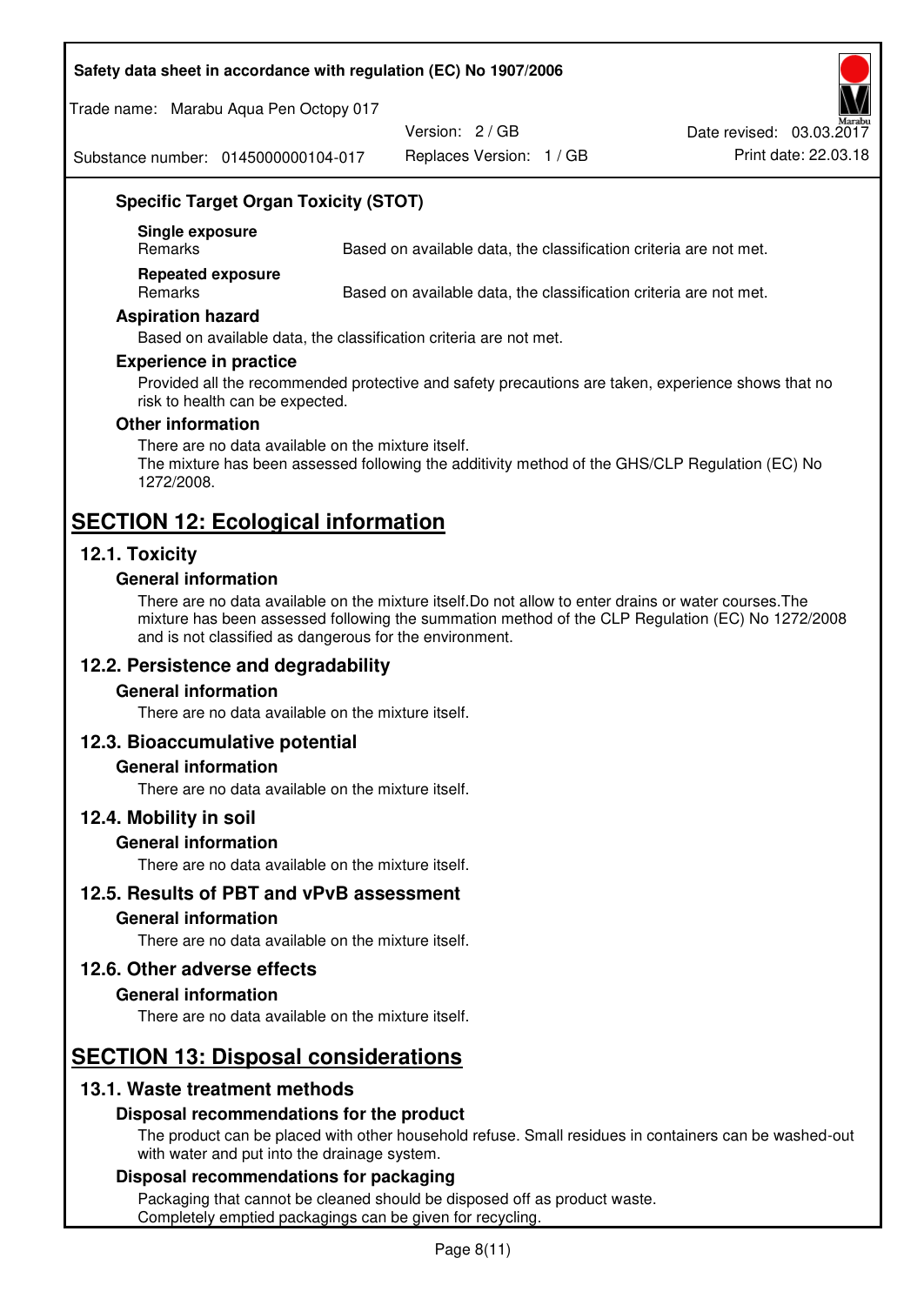### Specific Target Organ Toxicity (STOT)

**Single exposure**

| | |
|---|---|
| Remarks | Based on available data, the classification criteria are not met. |

**Repeated exposure**

| | |
|---|---|
| Remarks | Based on available data, the classification criteria are not met. |

### Aspiration hazard

Based on available data, the classification criteria are not met.

### Experience in practice

Provided all the recommended protective and safety precautions are taken, experience shows that no risk to health can be expected.

### Other information

There are no data available on the mixture itself.
The mixture has been assessed following the additivity method of the GHS/CLP Regulation (EC) No 1272/2008.

# SECTION 12: Ecological information

## 12.1. Toxicity

### General information

There are no data available on the mixture itself.Do not allow to enter drains or water courses.The mixture has been assessed following the summation method of the CLP Regulation (EC) No 1272/2008 and is not classified as dangerous for the environment.

## 12.2. Persistence and degradability

### General information

There are no data available on the mixture itself.

## 12.3. Bioaccumulative potential

### General information

There are no data available on the mixture itself.

## 12.4. Mobility in soil

### General information

There are no data available on the mixture itself.

## 12.5. Results of PBT and vPvB assessment

### General information

There are no data available on the mixture itself.

## 12.6. Other adverse effects

### General information

There are no data available on the mixture itself.

# SECTION 13: Disposal considerations

## 13.1. Waste treatment methods

### Disposal recommendations for the product

The product can be placed with other household refuse. Small residues in containers can be washed-out with water and put into the drainage system.

### Disposal recommendations for packaging

Packaging that cannot be cleaned should be disposed off as product waste.
Completely emptied packagings can be given for recycling.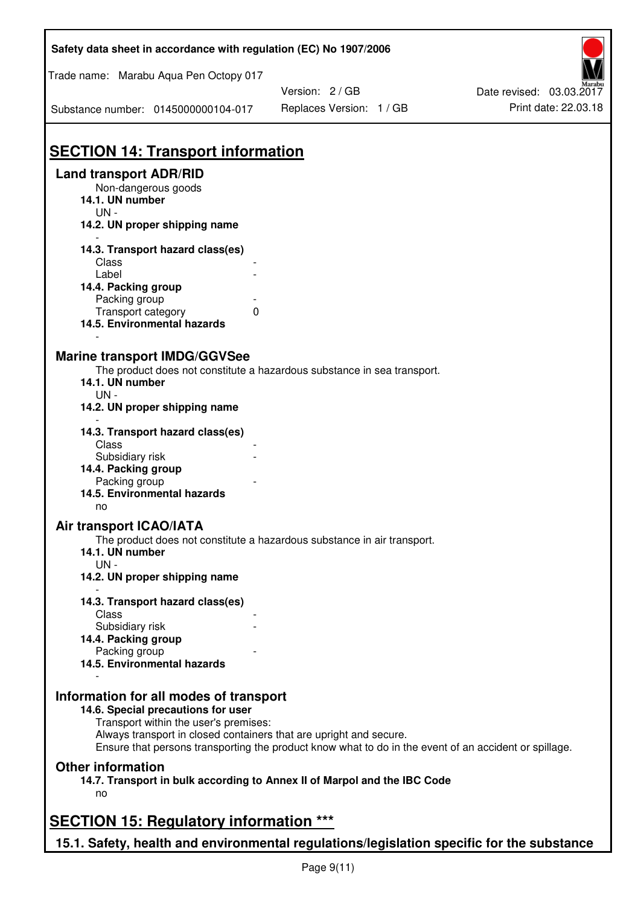## SECTION 14: Transport information

### Land transport ADR/RID

Non-dangerous goods

**14.1. UN number**

UN -

**14.2. UN proper shipping name**

-

**14.3. Transport hazard class(es)**

Class -

Label -

**14.4. Packing group**

Packing group -

Transport category 0

**14.5. Environmental hazards**

-

### Marine transport IMDG/GGVSee

The product does not constitute a hazardous substance in sea transport.

**14.1. UN number**

UN -

**14.2. UN proper shipping name**

-

**14.3. Transport hazard class(es)**

Class -

Subsidiary risk -

**14.4. Packing group**

Packing group -

**14.5. Environmental hazards**

no

### Air transport ICAO/IATA

The product does not constitute a hazardous substance in air transport.

**14.1. UN number**

UN -

**14.2. UN proper shipping name**

-

**14.3. Transport hazard class(es)**

Class -

Subsidiary risk -

**14.4. Packing group**

Packing group -

**14.5. Environmental hazards**

-

### Information for all modes of transport

**14.6. Special precautions for user**

Transport within the user's premises:
Always transport in closed containers that are upright and secure.
Ensure that persons transporting the product know what to do in the event of an accident or spillage.

### Other information

**14.7. Transport in bulk according to Annex II of Marpol and the IBC Code**

no

## SECTION 15: Regulatory information ***

### 15.1. Safety, health and environmental regulations/legislation specific for the substance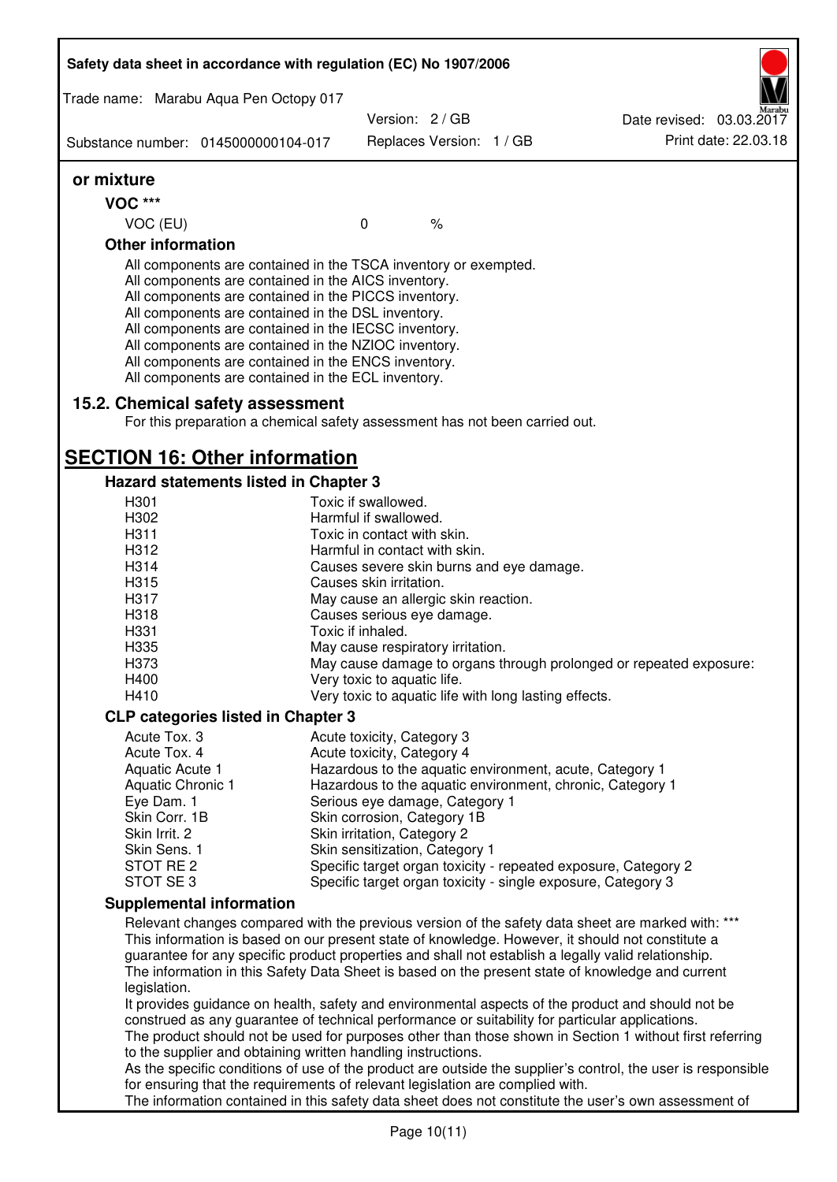### or mixture

#### VOC ***

| | | |
|---|---|---|
| VOC (EU) | 0 | % |

#### Other information

All components are contained in the TSCA inventory or exempted.
All components are contained in the AICS inventory.
All components are contained in the PICCS inventory.
All components are contained in the DSL inventory.
All components are contained in the IECSC inventory.
All components are contained in the NZIOC inventory.
All components are contained in the ENCS inventory.
All components are contained in the ECL inventory.

### 15.2. Chemical safety assessment

For this preparation a chemical safety assessment has not been carried out.

## SECTION 16: Other information

### Hazard statements listed in Chapter 3

| | |
|---|---|
| H301 | Toxic if swallowed. |
| H302 | Harmful if swallowed. |
| H311 | Toxic in contact with skin. |
| H312 | Harmful in contact with skin. |
| H314 | Causes severe skin burns and eye damage. |
| H315 | Causes skin irritation. |
| H317 | May cause an allergic skin reaction. |
| H318 | Causes serious eye damage. |
| H331 | Toxic if inhaled. |
| H335 | May cause respiratory irritation. |
| H373 | May cause damage to organs through prolonged or repeated exposure: |
| H400 | Very toxic to aquatic life. |
| H410 | Very toxic to aquatic life with long lasting effects. |

### CLP categories listed in Chapter 3

| | |
|---|---|
| Acute Tox. 3 | Acute toxicity, Category 3 |
| Acute Tox. 4 | Acute toxicity, Category 4 |
| Aquatic Acute 1 | Hazardous to the aquatic environment, acute, Category 1 |
| Aquatic Chronic 1 | Hazardous to the aquatic environment, chronic, Category 1 |
| Eye Dam. 1 | Serious eye damage, Category 1 |
| Skin Corr. 1B | Skin corrosion, Category 1B |
| Skin Irrit. 2 | Skin irritation, Category 2 |
| Skin Sens. 1 | Skin sensitization, Category 1 |
| STOT RE 2 | Specific target organ toxicity - repeated exposure, Category 2 |
| STOT SE 3 | Specific target organ toxicity - single exposure, Category 3 |

### Supplemental information

Relevant changes compared with the previous version of the safety data sheet are marked with: ***
This information is based on our present state of knowledge. However, it should not constitute a guarantee for any specific product properties and shall not establish a legally valid relationship.
The information in this Safety Data Sheet is based on the present state of knowledge and current legislation.
It provides guidance on health, safety and environmental aspects of the product and should not be construed as any guarantee of technical performance or suitability for particular applications.
The product should not be used for purposes other than those shown in Section 1 without first referring to the supplier and obtaining written handling instructions.
As the specific conditions of use of the product are outside the supplier's control, the user is responsible for ensuring that the requirements of relevant legislation are complied with.
The information contained in this safety data sheet does not constitute the user's own assessment of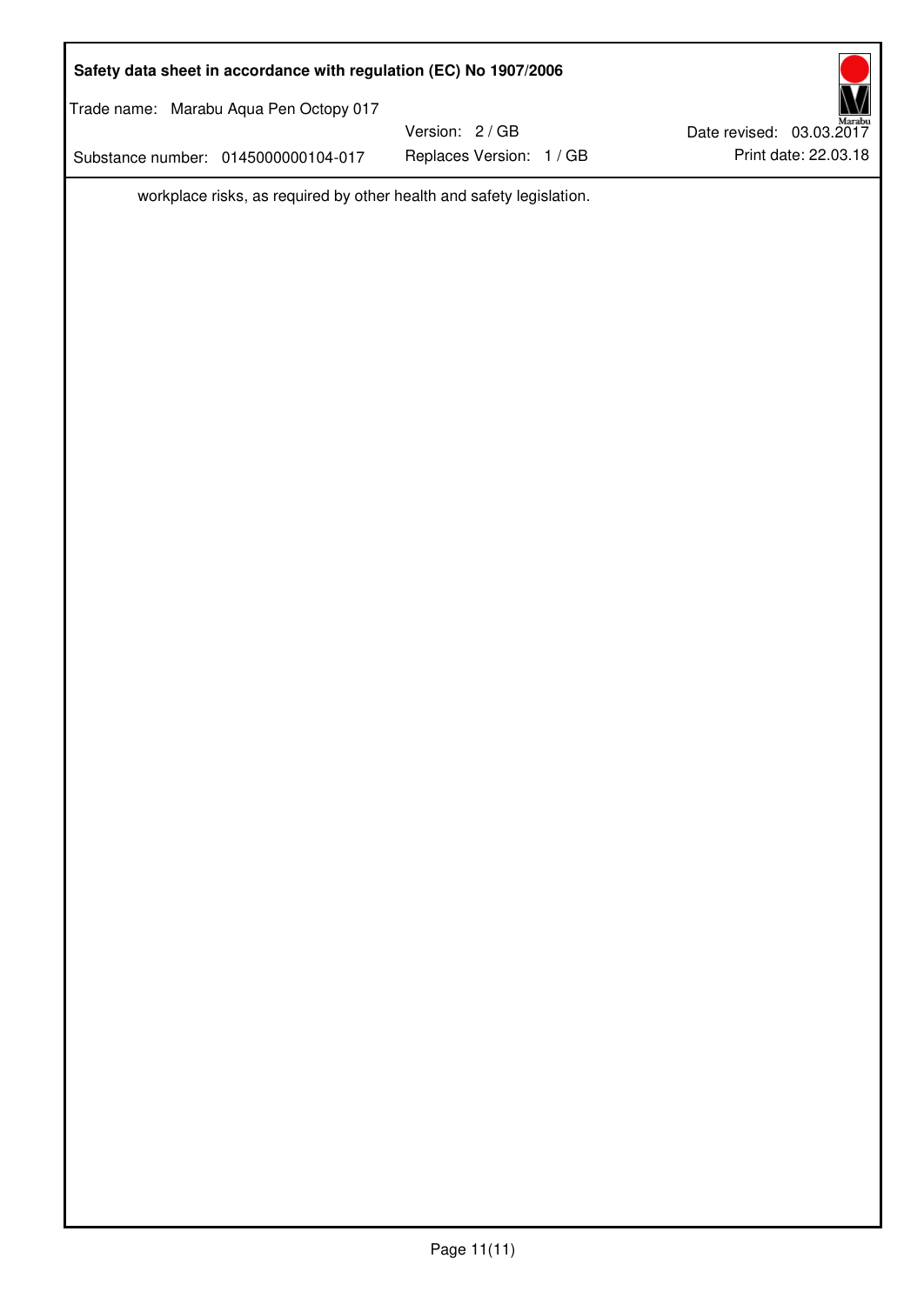workplace risks, as required by other health and safety legislation.